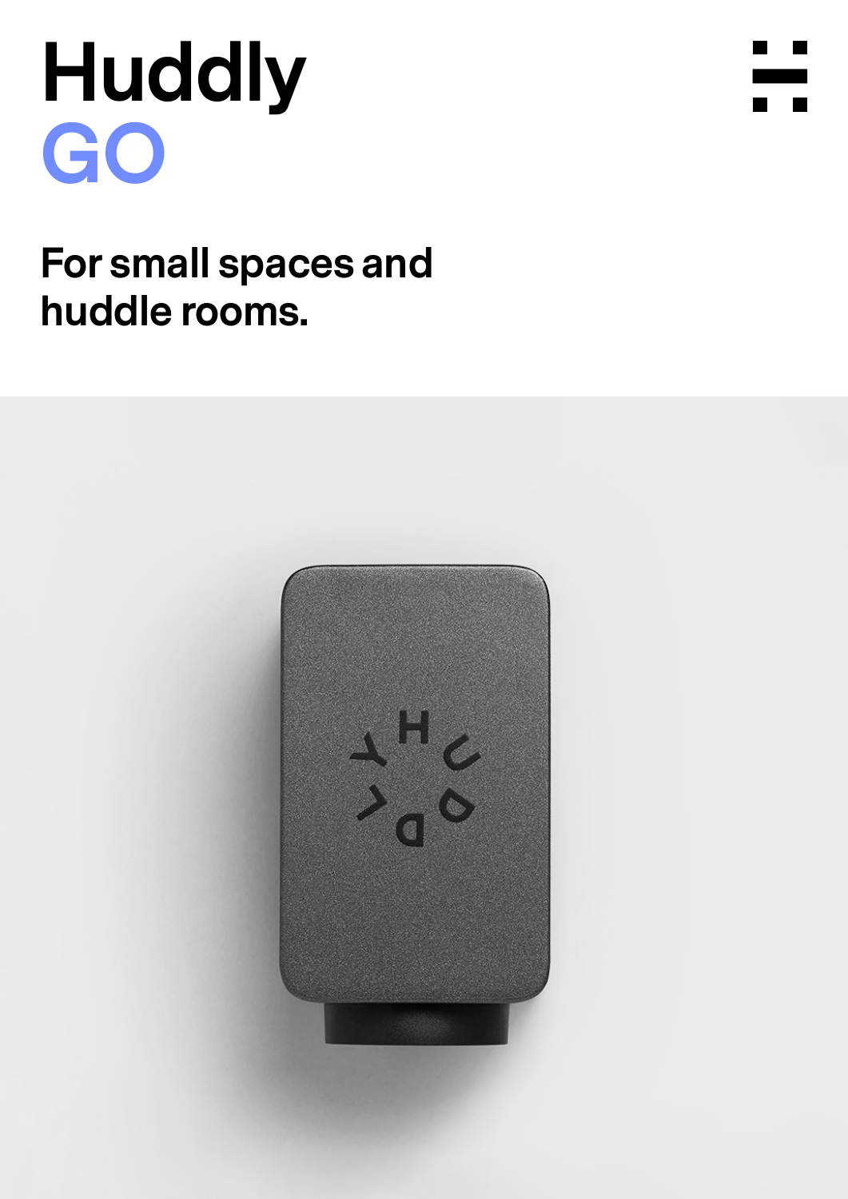# Huddly
# GO

## For small spaces and huddle rooms.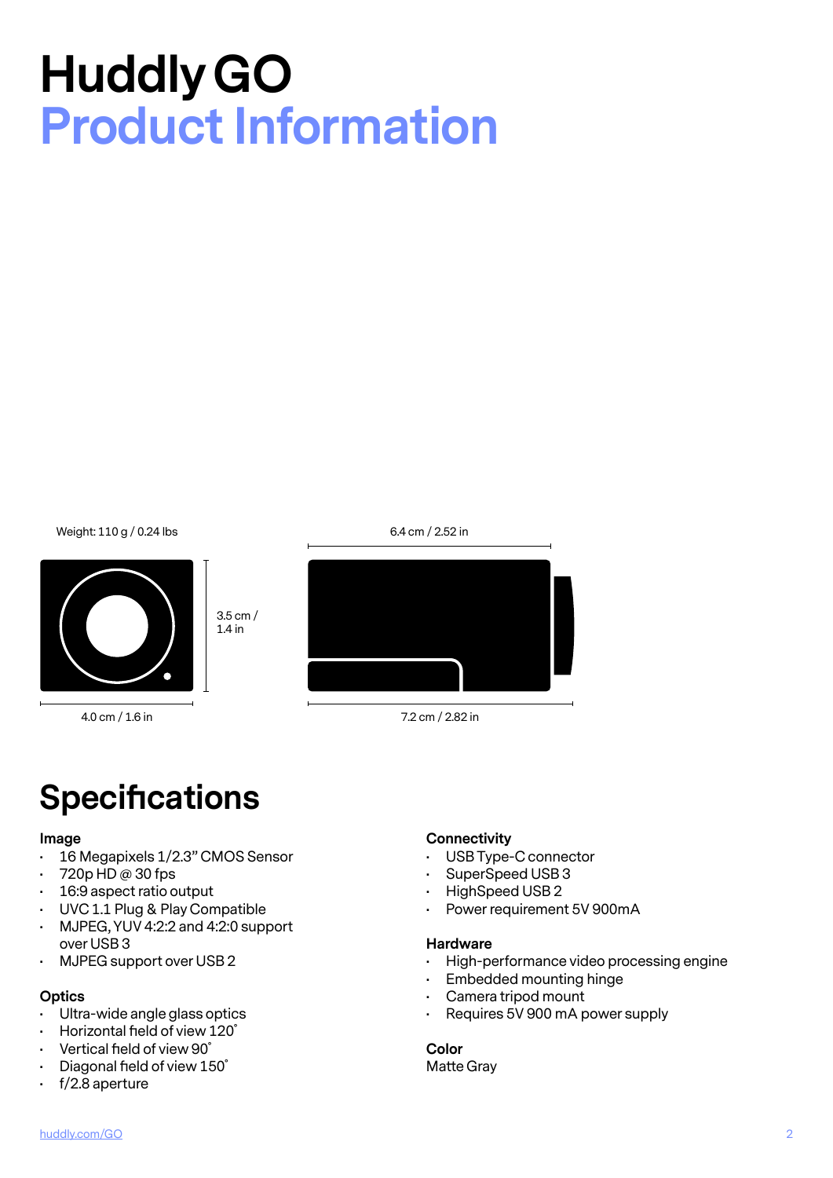# Huddly GO
# Product Information

Weight: 110 g / 0.24 lbs

3.5 cm / 1.4 in

4.0 cm / 1.6 in

6.4 cm / 2.52 in

7.2 cm / 2.82 in

## Specifications

### Image

- 16 Megapixels 1/2.3" CMOS Sensor
- 720p HD @ 30 fps
- 16:9 aspect ratio output
- UVC 1.1 Plug & Play Compatible
- MJPEG, YUV 4:2:2 and 4:2:0 support over USB 3
- MJPEG support over USB 2

### Optics

- Ultra-wide angle glass optics
- Horizontal field of view 120˚
- Vertical field of view 90˚
- Diagonal field of view 150˚
- f/2.8 aperture

### Connectivity

- USB Type-C connector
- SuperSpeed USB 3
- HighSpeed USB 2
- Power requirement 5V 900mA

### Hardware

- High-performance video processing engine
- Embedded mounting hinge
- Camera tripod mount
- Requires 5V 900 mA power supply

### Color

Matte Gray

huddly.com/GO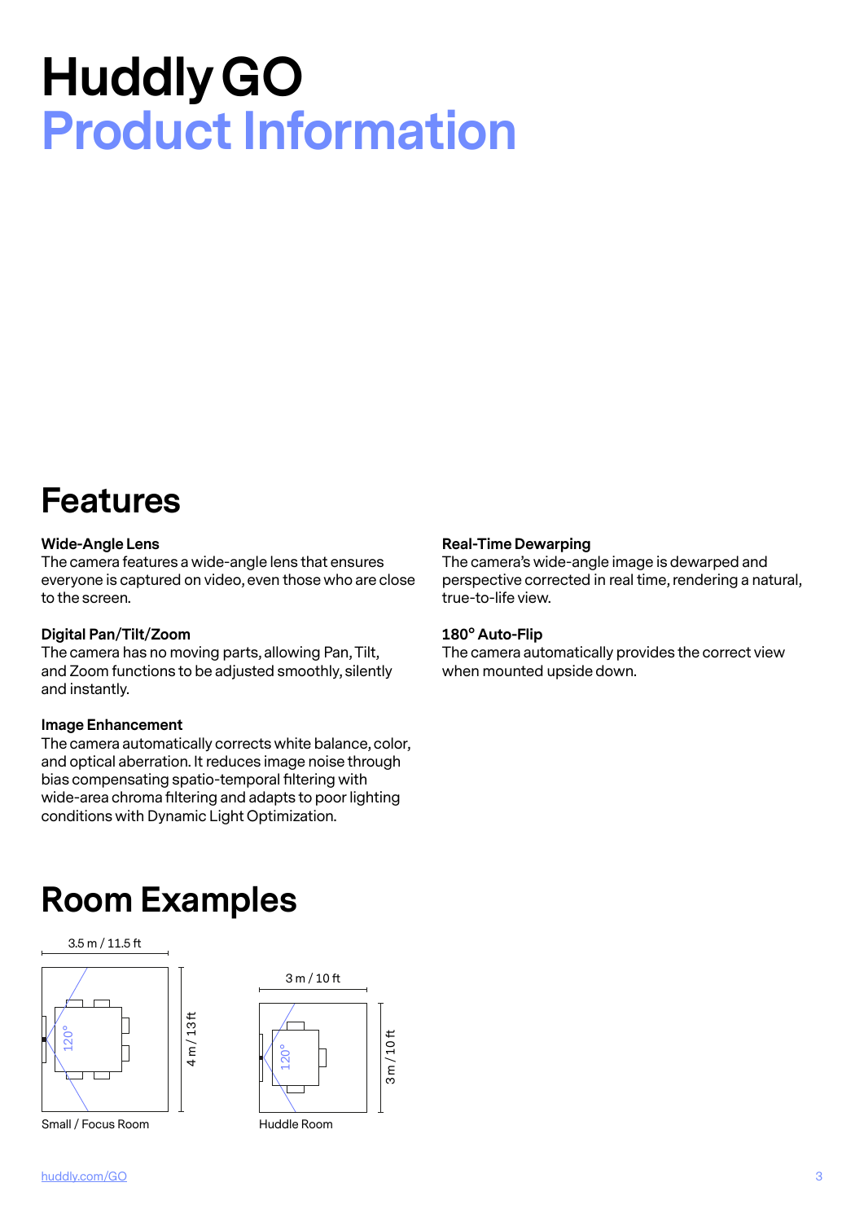# Huddly GO
# Product Information

## Features

**Wide-Angle Lens**
The camera features a wide-angle lens that ensures everyone is captured on video, even those who are close to the screen.

**Digital Pan/Tilt/Zoom**
The camera has no moving parts, allowing Pan, Tilt, and Zoom functions to be adjusted smoothly, silently and instantly.

**Image Enhancement**
The camera automatically corrects white balance, color, and optical aberration. It reduces image noise through bias compensating spatio-temporal filtering with wide-area chroma filtering and adapts to poor lighting conditions with Dynamic Light Optimization.

**Real-Time Dewarping**
The camera's wide-angle image is dewarped and perspective corrected in real time, rendering a natural, true-to-life view.

**180° Auto-Flip**
The camera automatically provides the correct view when mounted upside down.

## Room Examples

3.5 m / 11.5 ft
4 m / 13 ft
120°
Small / Focus Room

3 m / 10 ft
3 m / 10 ft
120°
Huddle Room

huddly.com/GO